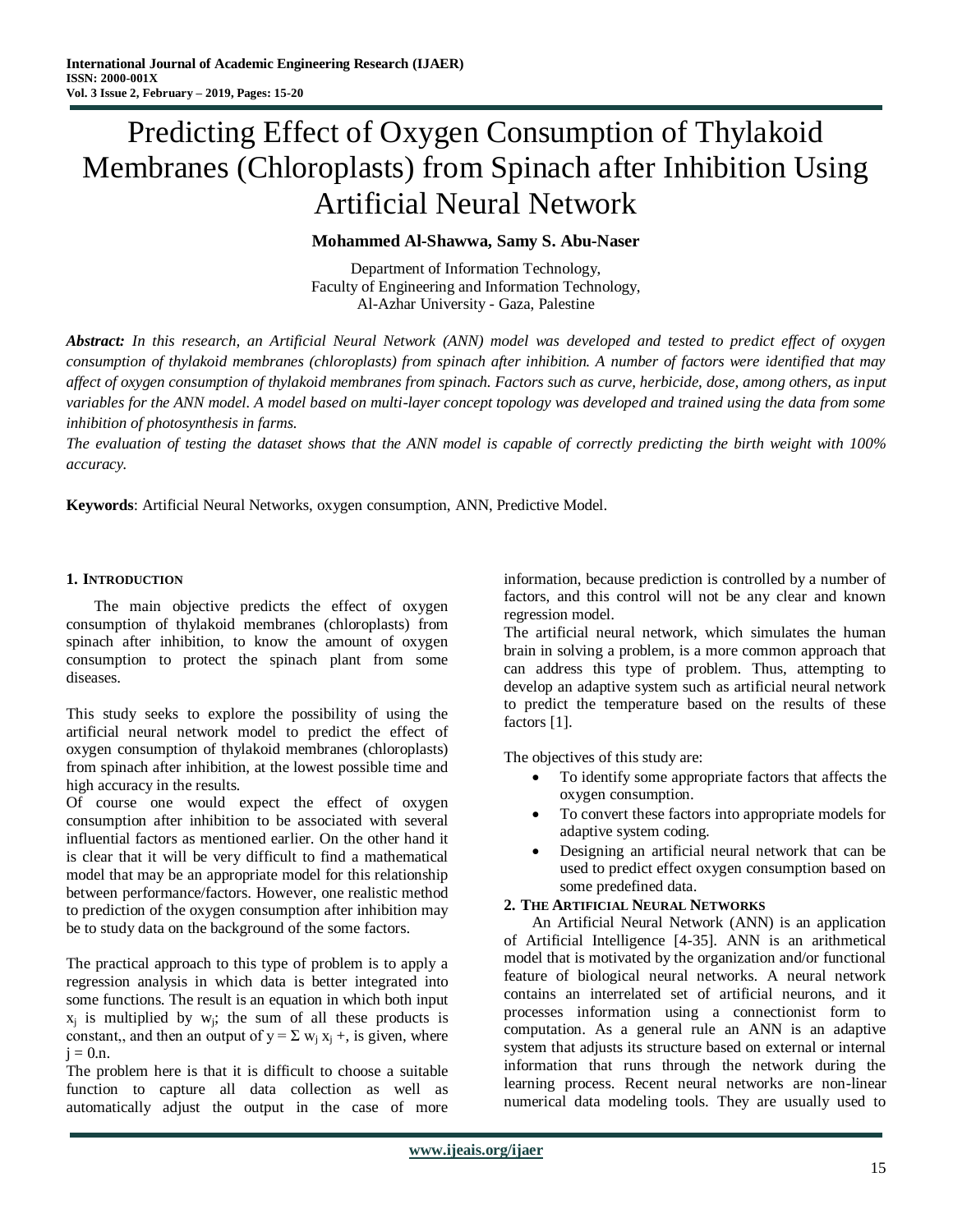# Predicting Effect of Oxygen Consumption of Thylakoid Membranes (Chloroplasts) from Spinach after Inhibition Using Artificial Neural Network

**Mohammed Al-Shawwa, Samy S. Abu-Naser**

Department of Information Technology,
Faculty of Engineering and Information Technology,
Al-Azhar University - Gaza, Palestine

***Abstract:*** *In this research, an Artificial Neural Network (ANN) model was developed and tested to predict effect of oxygen consumption of thylakoid membranes (chloroplasts) from spinach after inhibition. A number of factors were identified that may affect of oxygen consumption of thylakoid membranes from spinach. Factors such as curve, herbicide, dose, among others, as input variables for the ANN model. A model based on multi-layer concept topology was developed and trained using the data from some inhibition of photosynthesis in farms.*

*The evaluation of testing the dataset shows that the ANN model is capable of correctly predicting the birth weight with 100% accuracy.*

**Keywords**: Artificial Neural Networks, oxygen consumption, ANN, Predictive Model.

## 1. Introduction

The main objective predicts the effect of oxygen consumption of thylakoid membranes (chloroplasts) from spinach after inhibition, to know the amount of oxygen consumption to protect the spinach plant from some diseases.

This study seeks to explore the possibility of using the artificial neural network model to predict the effect of oxygen consumption of thylakoid membranes (chloroplasts) from spinach after inhibition, at the lowest possible time and high accuracy in the results.

Of course one would expect the effect of oxygen consumption after inhibition to be associated with several influential factors as mentioned earlier. On the other hand it is clear that it will be very difficult to find a mathematical model that may be an appropriate model for this relationship between performance/factors. However, one realistic method to prediction of the oxygen consumption after inhibition may be to study data on the background of the some factors.

The practical approach to this type of problem is to apply a regression analysis in which data is better integrated into some functions. The result is an equation in which both input $x_j$ is multiplied by $w_j$; the sum of all these products is constant,, and then an output of $y = \Sigma w_j x_j +$, is given, where $j = 0.n$.

The problem here is that it is difficult to choose a suitable function to capture all data collection as well as automatically adjust the output in the case of more information, because prediction is controlled by a number of factors, and this control will not be any clear and known regression model.

The artificial neural network, which simulates the human brain in solving a problem, is a more common approach that can address this type of problem. Thus, attempting to develop an adaptive system such as artificial neural network to predict the temperature based on the results of these factors [1].

The objectives of this study are:

- To identify some appropriate factors that affects the oxygen consumption.
- To convert these factors into appropriate models for adaptive system coding.
- Designing an artificial neural network that can be used to predict effect oxygen consumption based on some predefined data.

## 2. The Artificial Neural Networks

An Artificial Neural Network (ANN) is an application of Artificial Intelligence [4-35]. ANN is an arithmetical model that is motivated by the organization and/or functional feature of biological neural networks. A neural network contains an interrelated set of artificial neurons, and it processes information using a connectionist form to computation. As a general rule an ANN is an adaptive system that adjusts its structure based on external or internal information that runs through the network during the learning process. Recent neural networks are non-linear numerical data modeling tools. They are usually used to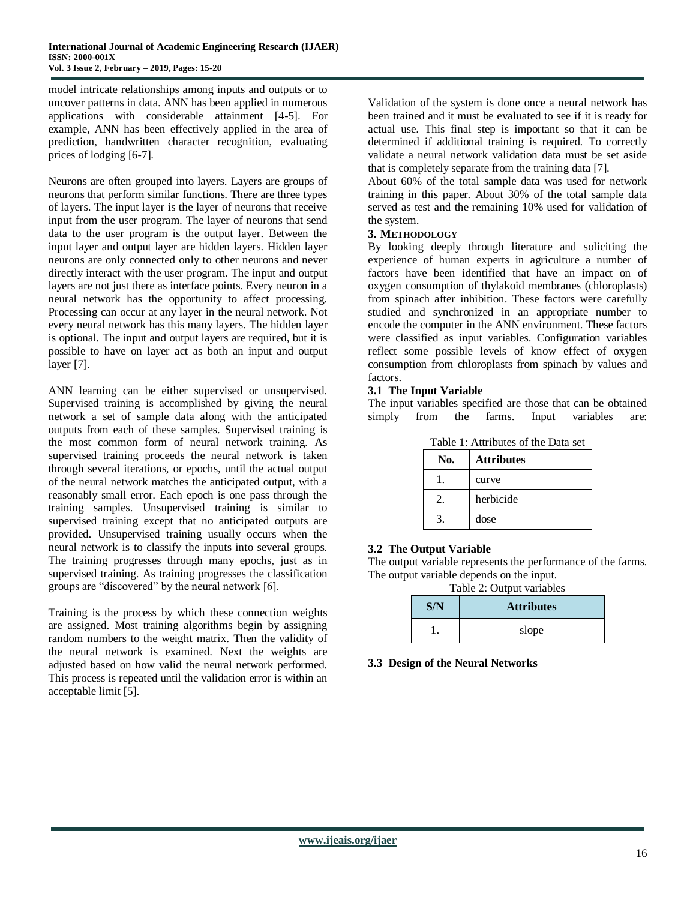model intricate relationships among inputs and outputs or to uncover patterns in data. ANN has been applied in numerous applications with considerable attainment [4-5]. For example, ANN has been effectively applied in the area of prediction, handwritten character recognition, evaluating prices of lodging [6-7].

Neurons are often grouped into layers. Layers are groups of neurons that perform similar functions. There are three types of layers. The input layer is the layer of neurons that receive input from the user program. The layer of neurons that send data to the user program is the output layer. Between the input layer and output layer are hidden layers. Hidden layer neurons are only connected only to other neurons and never directly interact with the user program. The input and output layers are not just there as interface points. Every neuron in a neural network has the opportunity to affect processing. Processing can occur at any layer in the neural network. Not every neural network has this many layers. The hidden layer is optional. The input and output layers are required, but it is possible to have on layer act as both an input and output layer [7].

ANN learning can be either supervised or unsupervised. Supervised training is accomplished by giving the neural network a set of sample data along with the anticipated outputs from each of these samples. Supervised training is the most common form of neural network training. As supervised training proceeds the neural network is taken through several iterations, or epochs, until the actual output of the neural network matches the anticipated output, with a reasonably small error. Each epoch is one pass through the training samples. Unsupervised training is similar to supervised training except that no anticipated outputs are provided. Unsupervised training usually occurs when the neural network is to classify the inputs into several groups. The training progresses through many epochs, just as in supervised training. As training progresses the classification groups are "discovered" by the neural network [6].

Training is the process by which these connection weights are assigned. Most training algorithms begin by assigning random numbers to the weight matrix. Then the validity of the neural network is examined. Next the weights are adjusted based on how valid the neural network performed. This process is repeated until the validation error is within an acceptable limit [5].

Validation of the system is done once a neural network has been trained and it must be evaluated to see if it is ready for actual use. This final step is important so that it can be determined if additional training is required. To correctly validate a neural network validation data must be set aside that is completely separate from the training data [7].

About 60% of the total sample data was used for network training in this paper. About 30% of the total sample data served as test and the remaining 10% used for validation of the system.

## 3. METHODOLOGY

By looking deeply through literature and soliciting the experience of human experts in agriculture a number of factors have been identified that have an impact on of oxygen consumption of thylakoid membranes (chloroplasts) from spinach after inhibition. These factors were carefully studied and synchronized in an appropriate number to encode the computer in the ANN environment. These factors were classified as input variables. Configuration variables reflect some possible levels of know effect of oxygen consumption from chloroplasts from spinach by values and factors.

### 3.1 The Input Variable

The input variables specified are those that can be obtained simply from the farms. Input variables are:

Table 1: Attributes of the Data set

| No. | Attributes |
|---|---|
| 1. | curve |
| 2. | herbicide |
| 3. | dose |

### 3.2 The Output Variable

The output variable represents the performance of the farms. The output variable depends on the input.

Table 2: Output variables

| S/N | Attributes |
|---|---|
| 1. | slope |

### 3.3 Design of the Neural Networks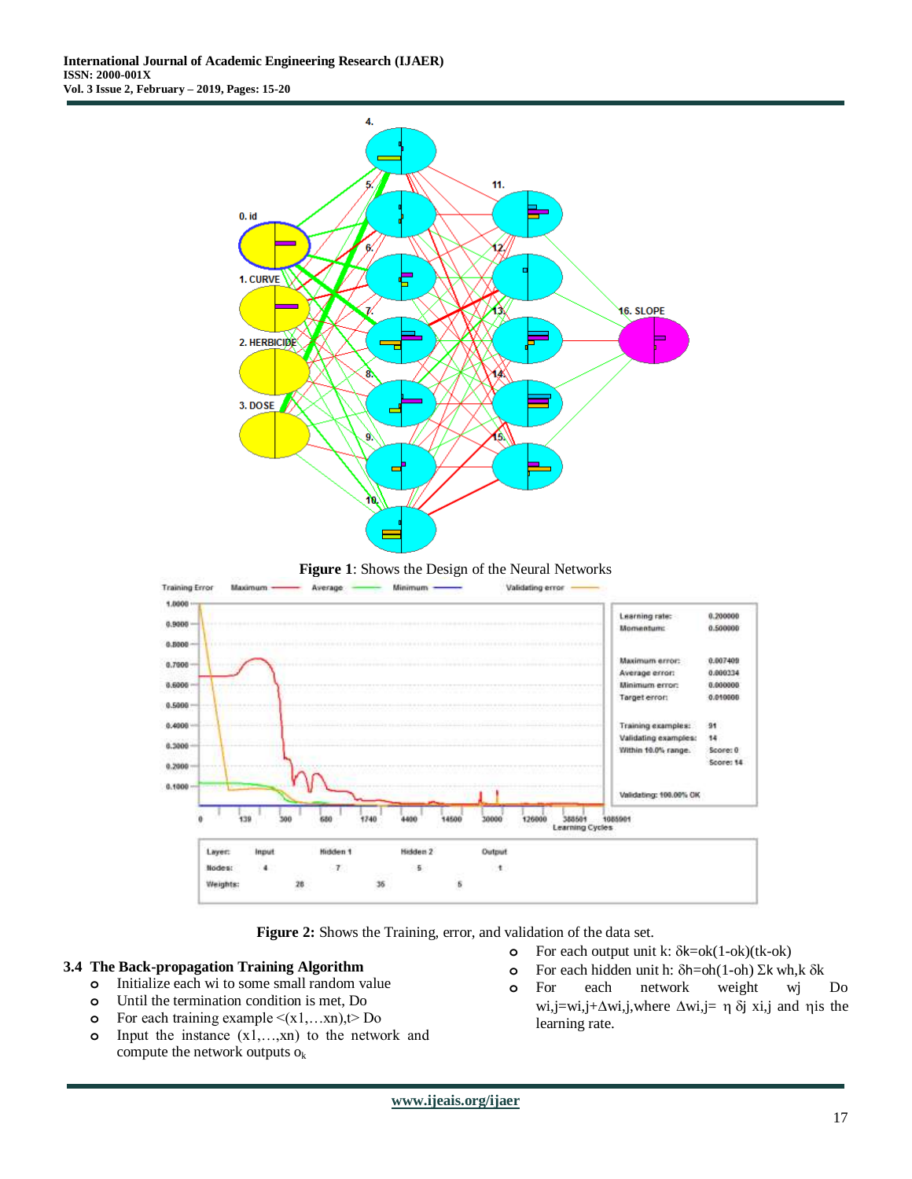**Figure 1**: Shows the Design of the Neural Networks

**Figure 2:** Shows the Training, error, and validation of the data set.

### 3.4 The Back-propagation Training Algorithm

- Initialize each wi to some small random value
- Until the termination condition is met, Do
- For each training example <(x1,…xn),t> Do
- Input the instance (x1,…,xn) to the network and compute the network outputs $o_k$
- For each output unit k: $\delta k=ok(1-ok)(tk-ok)$
- For each hidden unit h: $\delta h=oh(1-oh) \Sigma k\ wh,k\ \delta k$
- For each network weight wj Do $wi,j=wi,j+\Delta wi,j$, where $\Delta wi,j= \eta\ \delta j\ xi,j$ and $\eta$ is the learning rate.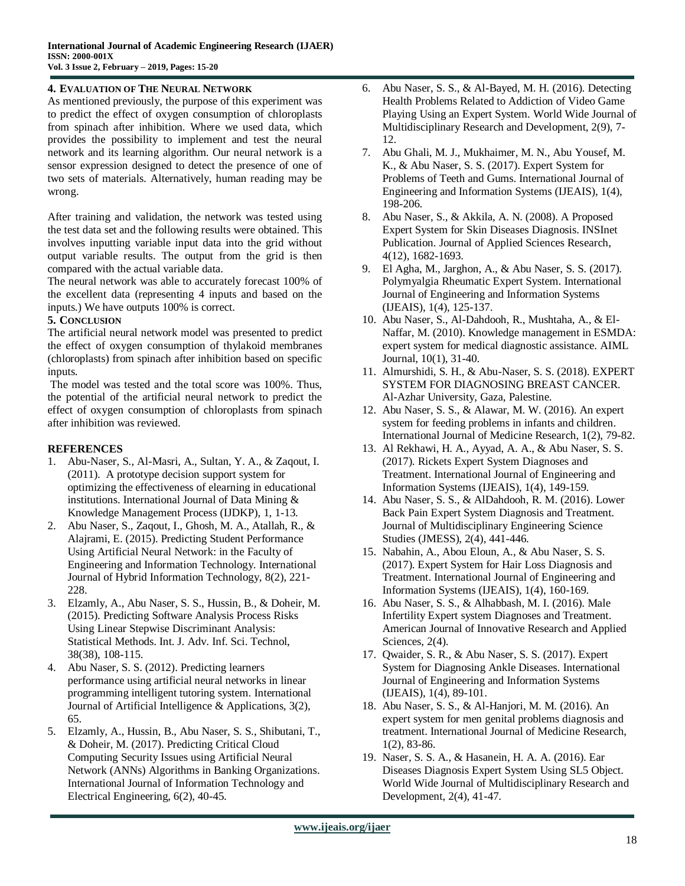## 4. Evaluation of The Neural Network

As mentioned previously, the purpose of this experiment was to predict the effect of oxygen consumption of chloroplasts from spinach after inhibition. Where we used data, which provides the possibility to implement and test the neural network and its learning algorithm. Our neural network is a sensor expression designed to detect the presence of one of two sets of materials. Alternatively, human reading may be wrong.

After training and validation, the network was tested using the test data set and the following results were obtained. This involves inputting variable input data into the grid without output variable results. The output from the grid is then compared with the actual variable data.

The neural network was able to accurately forecast 100% of the excellent data (representing 4 inputs and based on the inputs.) We have outputs 100% is correct.

## 5. Conclusion

The artificial neural network model was presented to predict the effect of oxygen consumption of thylakoid membranes (chloroplasts) from spinach after inhibition based on specific inputs.

The model was tested and the total score was 100%. Thus, the potential of the artificial neural network to predict the effect of oxygen consumption of chloroplasts from spinach after inhibition was reviewed.

## REFERENCES

1. Abu-Naser, S., Al-Masri, A., Sultan, Y. A., & Zaqout, I. (2011). A prototype decision support system for optimizing the effectiveness of elearning in educational institutions. International Journal of Data Mining & Knowledge Management Process (IJDKP), 1, 1-13.
2. Abu Naser, S., Zaqout, I., Ghosh, M. A., Atallah, R., & Alajrami, E. (2015). Predicting Student Performance Using Artificial Neural Network: in the Faculty of Engineering and Information Technology. International Journal of Hybrid Information Technology, 8(2), 221-228.
3. Elzamly, A., Abu Naser, S. S., Hussin, B., & Doheir, M. (2015). Predicting Software Analysis Process Risks Using Linear Stepwise Discriminant Analysis: Statistical Methods. Int. J. Adv. Inf. Sci. Technol, 38(38), 108-115.
4. Abu Naser, S. S. (2012). Predicting learners performance using artificial neural networks in linear programming intelligent tutoring system. International Journal of Artificial Intelligence & Applications, 3(2), 65.
5. Elzamly, A., Hussin, B., Abu Naser, S. S., Shibutani, T., & Doheir, M. (2017). Predicting Critical Cloud Computing Security Issues using Artificial Neural Network (ANNs) Algorithms in Banking Organizations. International Journal of Information Technology and Electrical Engineering, 6(2), 40-45.
6. Abu Naser, S. S., & Al-Bayed, M. H. (2016). Detecting Health Problems Related to Addiction of Video Game Playing Using an Expert System. World Wide Journal of Multidisciplinary Research and Development, 2(9), 7-12.
7. Abu Ghali, M. J., Mukhaimer, M. N., Abu Yousef, M. K., & Abu Naser, S. S. (2017). Expert System for Problems of Teeth and Gums. International Journal of Engineering and Information Systems (IJEAIS), 1(4), 198-206.
8. Abu Naser, S., & Akkila, A. N. (2008). A Proposed Expert System for Skin Diseases Diagnosis. INSInet Publication. Journal of Applied Sciences Research, 4(12), 1682-1693.
9. El Agha, M., Jarghon, A., & Abu Naser, S. S. (2017). Polymyalgia Rheumatic Expert System. International Journal of Engineering and Information Systems (IJEAIS), 1(4), 125-137.
10. Abu Naser, S. S., Al-Dahdooh, R., Mushtaha, A., & El-Naffar, M. (2010). Knowledge management in ESMDA: expert system for medical diagnostic assistance. AIML Journal, 10(1), 31-40.
11. Almurshidi, S. H., & Abu-Naser, S. S. (2018). EXPERT SYSTEM FOR DIAGNOSING BREAST CANCER. Al-Azhar University, Gaza, Palestine.
12. Abu Naser, S. S., & Alawar, M. W. (2016). An expert system for feeding problems in infants and children. International Journal of Medicine Research, 1(2), 79-82.
13. Al Rekhawi, H. A., Ayyad, A. A., & Abu Naser, S. S. (2017). Rickets Expert System Diagnoses and Treatment. International Journal of Engineering and Information Systems (IJEAIS), 1(4), 149-159.
14. Abu Naser, S. S., & AlDahdooh, R. M. (2016). Lower Back Pain Expert System Diagnosis and Treatment. Journal of Multidisciplinary Engineering Science Studies (JMESS), 2(4), 441-446.
15. Nabahin, A., Abou Eloun, A., & Abu Naser, S. S. (2017). Expert System for Hair Loss Diagnosis and Treatment. International Journal of Engineering and Information Systems (IJEAIS), 1(4), 160-169.
16. Abu Naser, S. S., & Alhabbash, M. I. (2016). Male Infertility Expert system Diagnoses and Treatment. American Journal of Innovative Research and Applied Sciences, 2(4).
17. Qwaider, S. R., & Abu Naser, S. S. (2017). Expert System for Diagnosing Ankle Diseases. International Journal of Engineering and Information Systems (IJEAIS), 1(4), 89-101.
18. Abu Naser, S. S., & Al-Hanjori, M. M. (2016). An expert system for men genital problems diagnosis and treatment. International Journal of Medicine Research, 1(2), 83-86.
19. Naser, S. S. A., & Hasanein, H. A. A. (2016). Ear Diseases Diagnosis Expert System Using SL5 Object. World Wide Journal of Multidisciplinary Research and Development, 2(4), 41-47.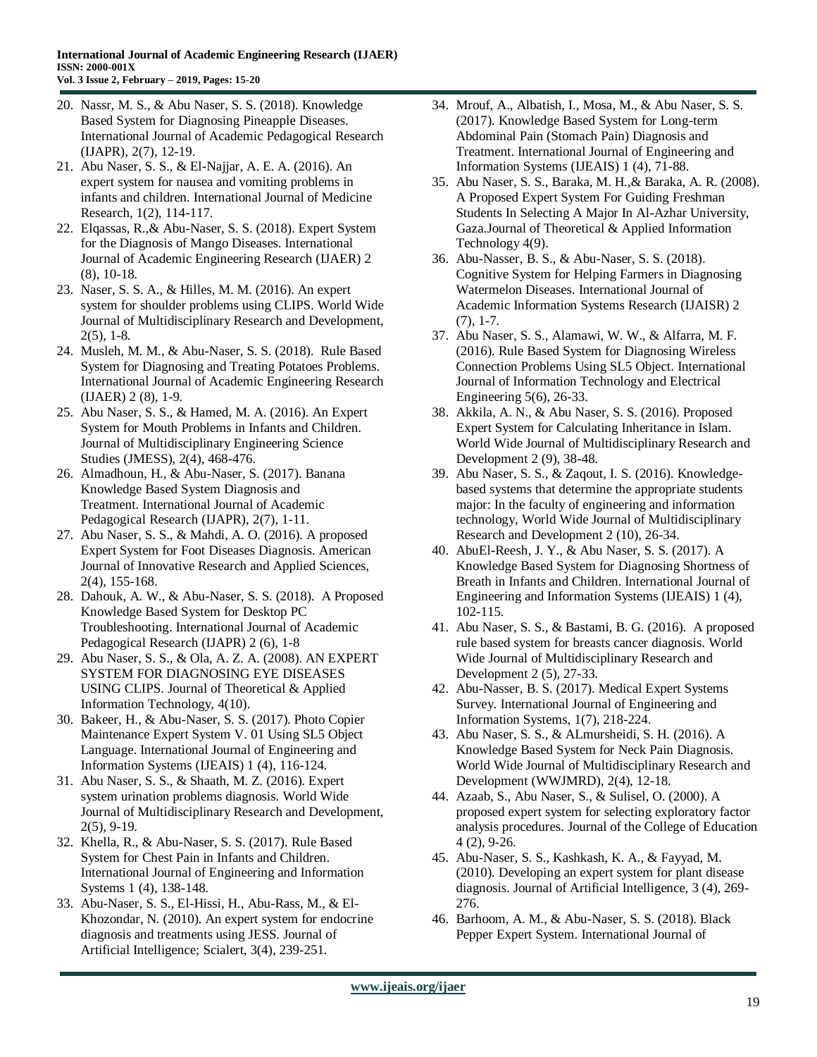20. Nassr, M. S., & Abu Naser, S. S. (2018). Knowledge Based System for Diagnosing Pineapple Diseases. International Journal of Academic Pedagogical Research (IJAPR), 2(7), 12-19.
21. Abu Naser, S. S., & El-Najjar, A. E. A. (2016). An expert system for nausea and vomiting problems in infants and children. International Journal of Medicine Research, 1(2), 114-117.
22. Elqassas, R.,& Abu-Naser, S. S. (2018). Expert System for the Diagnosis of Mango Diseases. International Journal of Academic Engineering Research (IJAER) 2 (8), 10-18.
23. Naser, S. S. A., & Hilles, M. M. (2016). An expert system for shoulder problems using CLIPS. World Wide Journal of Multidisciplinary Research and Development, 2(5), 1-8.
24. Musleh, M. M., & Abu-Naser, S. S. (2018). Rule Based System for Diagnosing and Treating Potatoes Problems. International Journal of Academic Engineering Research (IJAER) 2 (8), 1-9.
25. Abu Naser, S. S., & Hamed, M. A. (2016). An Expert System for Mouth Problems in Infants and Children. Journal of Multidisciplinary Engineering Science Studies (JMESS), 2(4), 468-476.
26. Almadhoun, H., & Abu-Naser, S. (2017). Banana Knowledge Based System Diagnosis and Treatment. International Journal of Academic Pedagogical Research (IJAPR), 2(7), 1-11.
27. Abu Naser, S. S., & Mahdi, A. O. (2016). A proposed Expert System for Foot Diseases Diagnosis. American Journal of Innovative Research and Applied Sciences, 2(4), 155-168.
28. Dahouk, A. W., & Abu-Naser, S. S. (2018). A Proposed Knowledge Based System for Desktop PC Troubleshooting. International Journal of Academic Pedagogical Research (IJAPR) 2 (6), 1-8
29. Abu Naser, S. S., & Ola, A. Z. A. (2008). AN EXPERT SYSTEM FOR DIAGNOSING EYE DISEASES USING CLIPS. Journal of Theoretical & Applied Information Technology, 4(10).
30. Bakeer, H., & Abu-Naser, S. S. (2017). Photo Copier Maintenance Expert System V. 01 Using SL5 Object Language. International Journal of Engineering and Information Systems (IJEAIS) 1 (4), 116-124.
31. Abu Naser, S. S., & Shaath, M. Z. (2016). Expert system urination problems diagnosis. World Wide Journal of Multidisciplinary Research and Development, 2(5), 9-19.
32. Khella, R., & Abu-Naser, S. S. (2017). Rule Based System for Chest Pain in Infants and Children. International Journal of Engineering and Information Systems 1 (4), 138-148.
33. Abu-Naser, S. S., El-Hissi, H., Abu-Rass, M., & El-Khozondar, N. (2010). An expert system for endocrine diagnosis and treatments using JESS. Journal of Artificial Intelligence; Scialert, 3(4), 239-251.
34. Mrouf, A., Albatish, I., Mosa, M., & Abu Naser, S. S. (2017). Knowledge Based System for Long-term Abdominal Pain (Stomach Pain) Diagnosis and Treatment. International Journal of Engineering and Information Systems (IJEAIS) 1 (4), 71-88.
35. Abu Naser, S. S., Baraka, M. H.,& Baraka, A. R. (2008). A Proposed Expert System For Guiding Freshman Students In Selecting A Major In Al-Azhar University, Gaza.Journal of Theoretical & Applied Information Technology 4(9).
36. Abu-Nasser, B. S., & Abu-Naser, S. S. (2018). Cognitive System for Helping Farmers in Diagnosing Watermelon Diseases. International Journal of Academic Information Systems Research (IJAISR) 2 (7), 1-7.
37. Abu Naser, S. S., Alamawi, W. W., & Alfarra, M. F. (2016). Rule Based System for Diagnosing Wireless Connection Problems Using SL5 Object. International Journal of Information Technology and Electrical Engineering 5(6), 26-33.
38. Akkila, A. N., & Abu Naser, S. S. (2016). Proposed Expert System for Calculating Inheritance in Islam. World Wide Journal of Multidisciplinary Research and Development 2 (9), 38-48.
39. Abu Naser, S. S., & Zaqout, I. S. (2016). Knowledge-based systems that determine the appropriate students major: In the faculty of engineering and information technology, World Wide Journal of Multidisciplinary Research and Development 2 (10), 26-34.
40. AbuEl-Reesh, J. Y., & Abu Naser, S. S. (2017). A Knowledge Based System for Diagnosing Shortness of Breath in Infants and Children. International Journal of Engineering and Information Systems (IJEAIS) 1 (4), 102-115.
41. Abu Naser, S. S., & Bastami, B. G. (2016). A proposed rule based system for breasts cancer diagnosis. World Wide Journal of Multidisciplinary Research and Development 2 (5), 27-33.
42. Abu-Nasser, B. S. (2017). Medical Expert Systems Survey. International Journal of Engineering and Information Systems, 1(7), 218-224.
43. Abu Naser, S. S., & ALmursheidi, S. H. (2016). A Knowledge Based System for Neck Pain Diagnosis. World Wide Journal of Multidisciplinary Research and Development (WWJMRD), 2(4), 12-18.
44. Azaab, S., Abu Naser, S., & Sulisel, O. (2000). A proposed expert system for selecting exploratory factor analysis procedures. Journal of the College of Education 4 (2), 9-26.
45. Abu-Naser, S. S., Kashkash, K. A., & Fayyad, M. (2010). Developing an expert system for plant disease diagnosis. Journal of Artificial Intelligence, 3 (4), 269-276.
46. Barhoom, A. M., & Abu-Naser, S. S. (2018). Black Pepper Expert System. International Journal of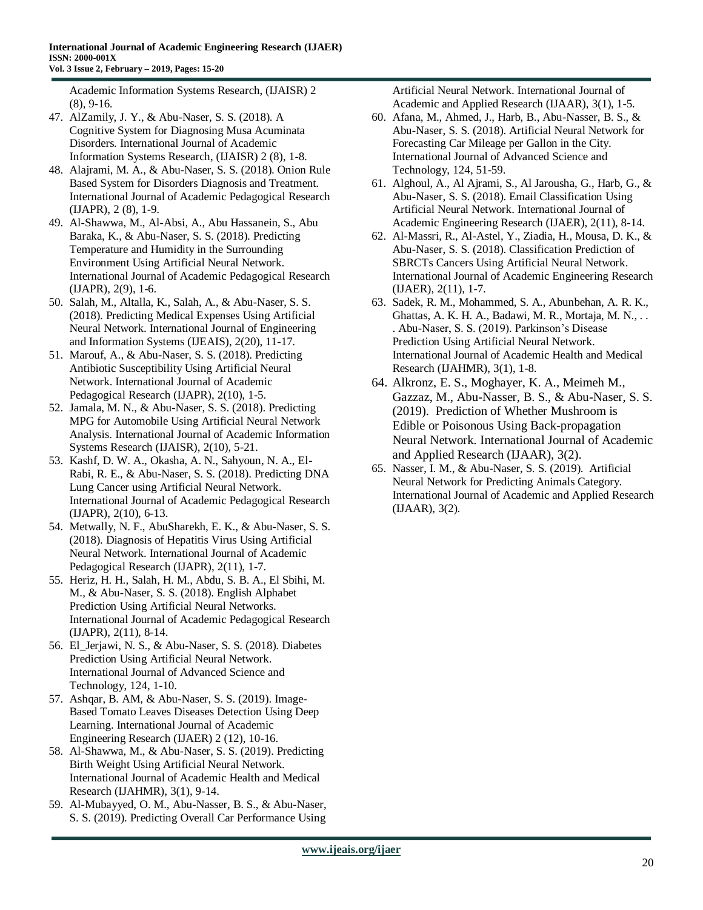Academic Information Systems Research, (IJAISR) 2 (8), 9-16.

47. AlZamily, J. Y., & Abu-Naser, S. S. (2018). A Cognitive System for Diagnosing Musa Acuminata Disorders. International Journal of Academic Information Systems Research, (IJAISR) 2 (8), 1-8.
48. Alajrami, M. A., & Abu-Naser, S. S. (2018). Onion Rule Based System for Disorders Diagnosis and Treatment. International Journal of Academic Pedagogical Research (IJAPR), 2 (8), 1-9.
49. Al-Shawwa, M., Al-Absi, A., Abu Hassanein, S., Abu Baraka, K., & Abu-Naser, S. S. (2018). Predicting Temperature and Humidity in the Surrounding Environment Using Artificial Neural Network. International Journal of Academic Pedagogical Research (IJAPR), 2(9), 1-6.
50. Salah, M., Altalla, K., Salah, A., & Abu-Naser, S. S. (2018). Predicting Medical Expenses Using Artificial Neural Network. International Journal of Engineering and Information Systems (IJEAIS), 2(20), 11-17.
51. Marouf, A., & Abu-Naser, S. S. (2018). Predicting Antibiotic Susceptibility Using Artificial Neural Network. International Journal of Academic Pedagogical Research (IJAPR), 2(10), 1-5.
52. Jamala, M. N., & Abu-Naser, S. S. (2018). Predicting MPG for Automobile Using Artificial Neural Network Analysis. International Journal of Academic Information Systems Research (IJAISR), 2(10), 5-21.
53. Kashf, D. W. A., Okasha, A. N., Sahyoun, N. A., El-Rabi, R. E., & Abu-Naser, S. S. (2018). Predicting DNA Lung Cancer using Artificial Neural Network. International Journal of Academic Pedagogical Research (IJAPR), 2(10), 6-13.
54. Metwally, N. F., AbuSharekh, E. K., & Abu-Naser, S. S. (2018). Diagnosis of Hepatitis Virus Using Artificial Neural Network. International Journal of Academic Pedagogical Research (IJAPR), 2(11), 1-7.
55. Heriz, H. H., Salah, H. M., Abdu, S. B. A., El Sbihi, M. M., & Abu-Naser, S. S. (2018). English Alphabet Prediction Using Artificial Neural Networks. International Journal of Academic Pedagogical Research (IJAPR), 2(11), 8-14.
56. El_Jerjawi, N. S., & Abu-Naser, S. S. (2018). Diabetes Prediction Using Artificial Neural Network. International Journal of Advanced Science and Technology, 124, 1-10.
57. Ashqar, B. AM, & Abu-Naser, S. S. (2019). Image-Based Tomato Leaves Diseases Detection Using Deep Learning. International Journal of Academic Engineering Research (IJAER) 2 (12), 10-16.
58. Al-Shawwa, M., & Abu-Naser, S. S. (2019). Predicting Birth Weight Using Artificial Neural Network. International Journal of Academic Health and Medical Research (IJAHMR), 3(1), 9-14.
59. Al-Mubayyed, O. M., Abu-Nasser, B. S., & Abu-Naser, S. S. (2019). Predicting Overall Car Performance Using Artificial Neural Network. International Journal of Academic and Applied Research (IJAAR), 3(1), 1-5.
60. Afana, M., Ahmed, J., Harb, B., Abu-Nasser, B. S., & Abu-Naser, S. S. (2018). Artificial Neural Network for Forecasting Car Mileage per Gallon in the City. International Journal of Advanced Science and Technology, 124, 51-59.
61. Alghoul, A., Al Ajrami, S., Al Jarousha, G., Harb, G., & Abu-Naser, S. S. (2018). Email Classification Using Artificial Neural Network. International Journal of Academic Engineering Research (IJAER), 2(11), 8-14.
62. Al-Massri, R., Al-Astel, Y., Ziadia, H., Mousa, D. K., & Abu-Naser, S. S. (2018). Classification Prediction of SBRCTs Cancers Using Artificial Neural Network. International Journal of Academic Engineering Research (IJAER), 2(11), 1-7.
63. Sadek, R. M., Mohammed, S. A., Abunbehan, A. R. K., Ghattas, A. K. H. A., Badawi, M. R., Mortaja, M. N., . . . Abu-Naser, S. S. (2019). Parkinson's Disease Prediction Using Artificial Neural Network. International Journal of Academic Health and Medical Research (IJAHMR), 3(1), 1-8.
64. Alkronz, E. S., Moghayer, K. A., Meimeh M., Gazzaz, M., Abu-Nasser, B. S., & Abu-Naser, S. S. (2019). Prediction of Whether Mushroom is Edible or Poisonous Using Back-propagation Neural Network. International Journal of Academic and Applied Research (IJAAR), 3(2).
65. Nasser, I. M., & Abu-Naser, S. S. (2019). Artificial Neural Network for Predicting Animals Category. International Journal of Academic and Applied Research (IJAAR), 3(2).